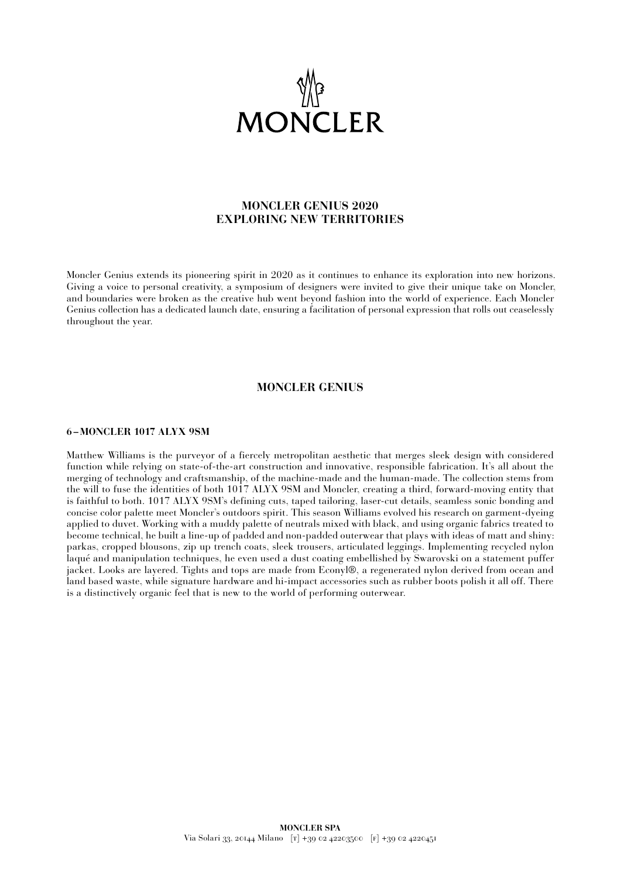# MONCLER

## MONCLER GENIUS 2020
## EXPLORING NEW TERRITORIES

Moncler Genius extends its pioneering spirit in 2020 as it continues to enhance its exploration into new horizons. Giving a voice to personal creativity, a symposium of designers were invited to give their unique take on Moncler, and boundaries were broken as the creative hub went beyond fashion into the world of experience. Each Moncler Genius collection has a dedicated launch date, ensuring a facilitation of personal expression that rolls out ceaselessly throughout the year.

## MONCLER GENIUS

### 6 – MONCLER 1017 ALYX 9SM

Matthew Williams is the purveyor of a fiercely metropolitan aesthetic that merges sleek design with considered function while relying on state-of-the-art construction and innovative, responsible fabrication. It's all about the merging of technology and craftsmanship, of the machine-made and the human-made. The collection stems from the will to fuse the identities of both 1017 ALYX 9SM and Moncler, creating a third, forward-moving entity that is faithful to both. 1017 ALYX 9SM's defining cuts, taped tailoring, laser-cut details, seamless sonic bonding and concise color palette meet Moncler's outdoors spirit. This season Williams evolved his research on garment-dyeing applied to duvet. Working with a muddy palette of neutrals mixed with black, and using organic fabrics treated to become technical, he built a line-up of padded and non-padded outerwear that plays with ideas of matt and shiny: parkas, cropped blousons, zip up trench coats, sleek trousers, articulated leggings. Implementing recycled nylon laqué and manipulation techniques, he even used a dust coating embellished by Swarovski on a statement puffer jacket. Looks are layered. Tights and tops are made from Econyl®, a regenerated nylon derived from ocean and land based waste, while signature hardware and hi-impact accessories such as rubber boots polish it all off. There is a distinctively organic feel that is new to the world of performing outerwear.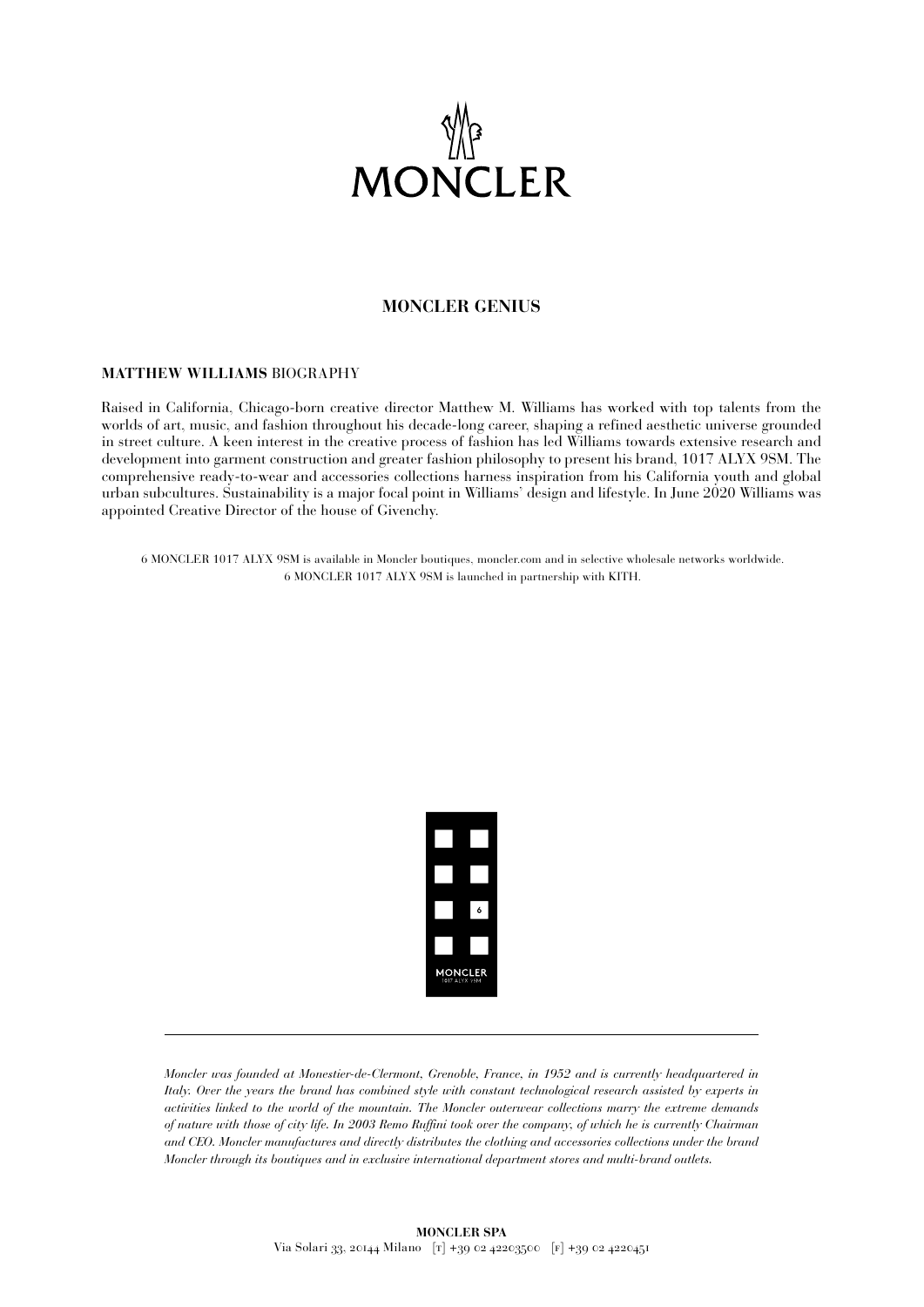# MONCLER

## MONCLER GENIUS

**MATTHEW WILLIAMS** BIOGRAPHY

Raised in California, Chicago-born creative director Matthew M. Williams has worked with top talents from the worlds of art, music, and fashion throughout his decade-long career, shaping a refined aesthetic universe grounded in street culture. A keen interest in the creative process of fashion has led Williams towards extensive research and development into garment construction and greater fashion philosophy to present his brand, 1017 ALYX 9SM. The comprehensive ready-to-wear and accessories collections harness inspiration from his California youth and global urban subcultures. Sustainability is a major focal point in Williams' design and lifestyle. In June 2020 Williams was appointed Creative Director of the house of Givenchy.

6 MONCLER 1017 ALYX 9SM is available in Moncler boutiques, moncler.com and in selective wholesale networks worldwide.
6 MONCLER 1017 ALYX 9SM is launched in partnership with KITH.

---

*Moncler was founded at Monestier-de-Clermont, Grenoble, France, in 1952 and is currently headquartered in Italy. Over the years the brand has combined style with constant technological research assisted by experts in activities linked to the world of the mountain. The Moncler outerwear collections marry the extreme demands of nature with those of city life. In 2003 Remo Ruffini took over the company, of which he is currently Chairman and CEO. Moncler manufactures and directly distributes the clothing and accessories collections under the brand Moncler through its boutiques and in exclusive international department stores and multi-brand outlets.*

**MONCLER SPA**
Via Solari 33, 20144 Milano [T] +39 02 42203500 [F] +39 02 4220451